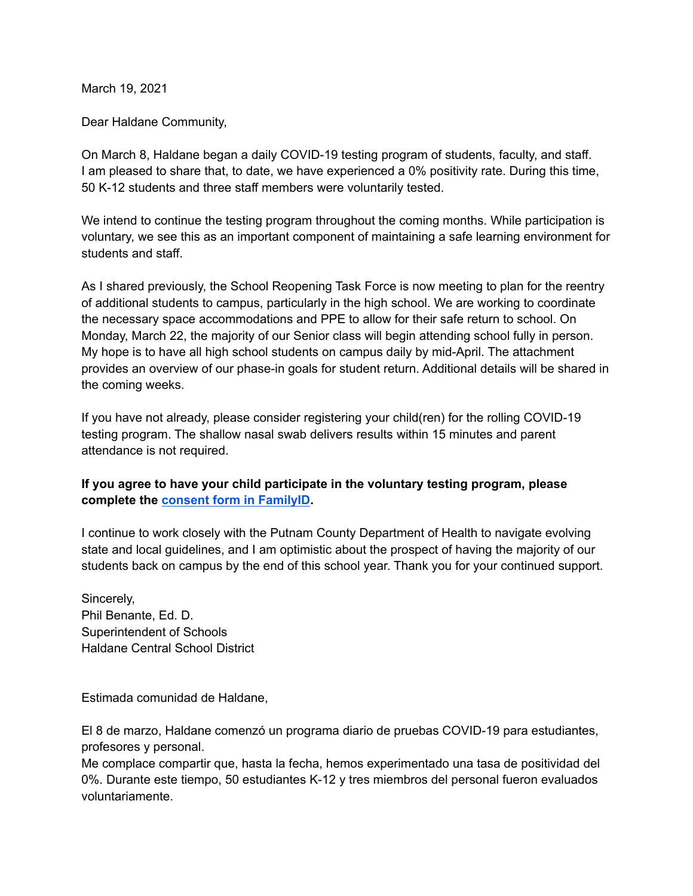March 19, 2021

Dear Haldane Community,

On March 8, Haldane began a daily COVID-19 testing program of students, faculty, and staff. I am pleased to share that, to date, we have experienced a 0% positivity rate. During this time, 50 K-12 students and three staff members were voluntarily tested.

We intend to continue the testing program throughout the coming months. While participation is voluntary, we see this as an important component of maintaining a safe learning environment for students and staff.

As I shared previously, the School Reopening Task Force is now meeting to plan for the reentry of additional students to campus, particularly in the high school. We are working to coordinate the necessary space accommodations and PPE to allow for their safe return to school. On Monday, March 22, the majority of our Senior class will begin attending school fully in person. My hope is to have all high school students on campus daily by mid-April. The attachment provides an overview of our phase-in goals for student return. Additional details will be shared in the coming weeks.

If you have not already, please consider registering your child(ren) for the rolling COVID-19 testing program. The shallow nasal swab delivers results within 15 minutes and parent attendance is not required.

**If you agree to have your child participate in the voluntary testing program, please complete the consent form in FamilyID.**

I continue to work closely with the Putnam County Department of Health to navigate evolving state and local guidelines, and I am optimistic about the prospect of having the majority of our students back on campus by the end of this school year. Thank you for your continued support.

Sincerely,
Phil Benante, Ed. D.
Superintendent of Schools
Haldane Central School District

Estimada comunidad de Haldane,

El 8 de marzo, Haldane comenzó un programa diario de pruebas COVID-19 para estudiantes, profesores y personal.
Me complace compartir que, hasta la fecha, hemos experimentado una tasa de positividad del 0%. Durante este tiempo, 50 estudiantes K-12 y tres miembros del personal fueron evaluados voluntariamente.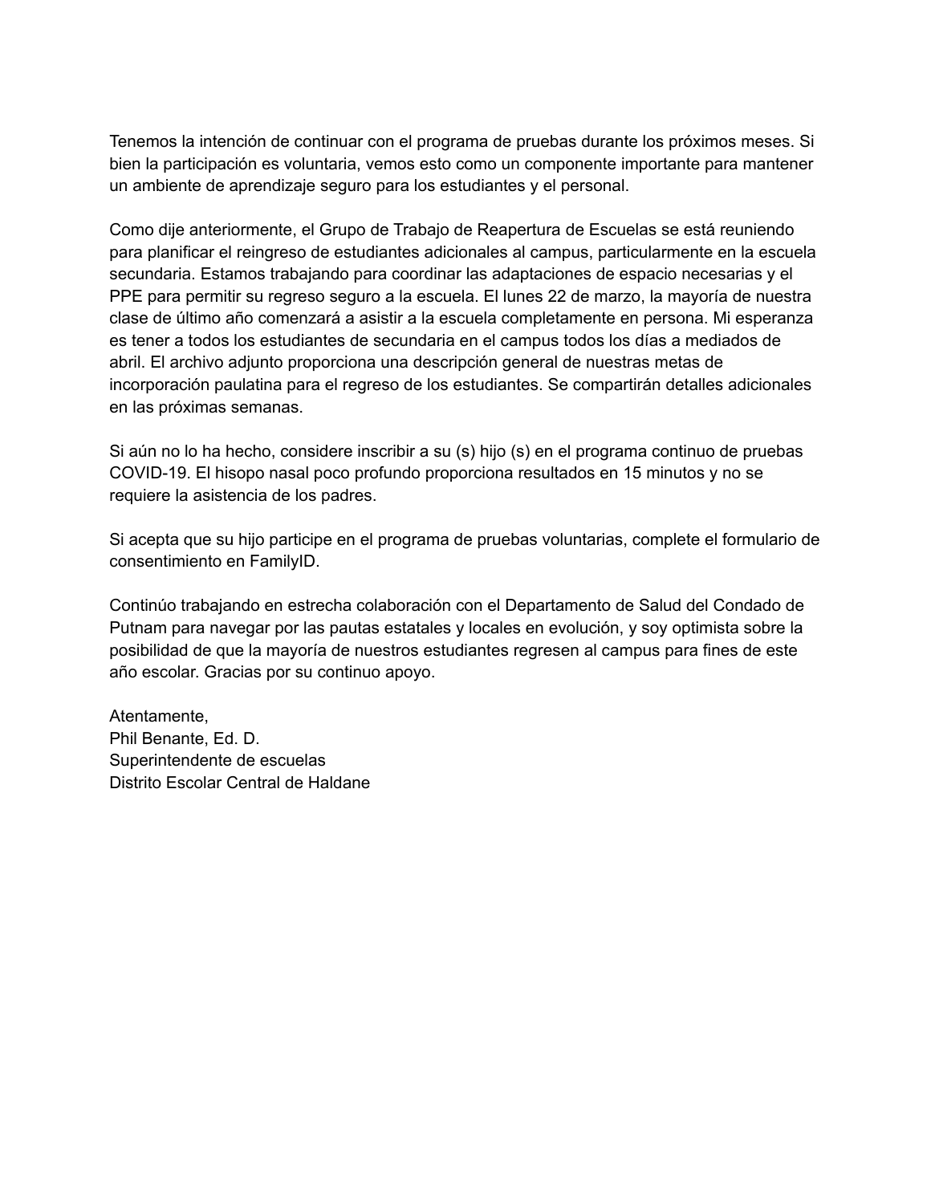Tenemos la intención de continuar con el programa de pruebas durante los próximos meses. Si bien la participación es voluntaria, vemos esto como un componente importante para mantener un ambiente de aprendizaje seguro para los estudiantes y el personal.

Como dije anteriormente, el Grupo de Trabajo de Reapertura de Escuelas se está reuniendo para planificar el reingreso de estudiantes adicionales al campus, particularmente en la escuela secundaria. Estamos trabajando para coordinar las adaptaciones de espacio necesarias y el PPE para permitir su regreso seguro a la escuela. El lunes 22 de marzo, la mayoría de nuestra clase de último año comenzará a asistir a la escuela completamente en persona. Mi esperanza es tener a todos los estudiantes de secundaria en el campus todos los días a mediados de abril. El archivo adjunto proporciona una descripción general de nuestras metas de incorporación paulatina para el regreso de los estudiantes. Se compartirán detalles adicionales en las próximas semanas.

Si aún no lo ha hecho, considere inscribir a su (s) hijo (s) en el programa continuo de pruebas COVID-19. El hisopo nasal poco profundo proporciona resultados en 15 minutos y no se requiere la asistencia de los padres.

Si acepta que su hijo participe en el programa de pruebas voluntarias, complete el formulario de consentimiento en FamilyID.

Continúo trabajando en estrecha colaboración con el Departamento de Salud del Condado de Putnam para navegar por las pautas estatales y locales en evolución, y soy optimista sobre la posibilidad de que la mayoría de nuestros estudiantes regresen al campus para fines de este año escolar. Gracias por su continuo apoyo.

Atentamente,  
Phil Benante, Ed. D.  
Superintendente de escuelas  
Distrito Escolar Central de Haldane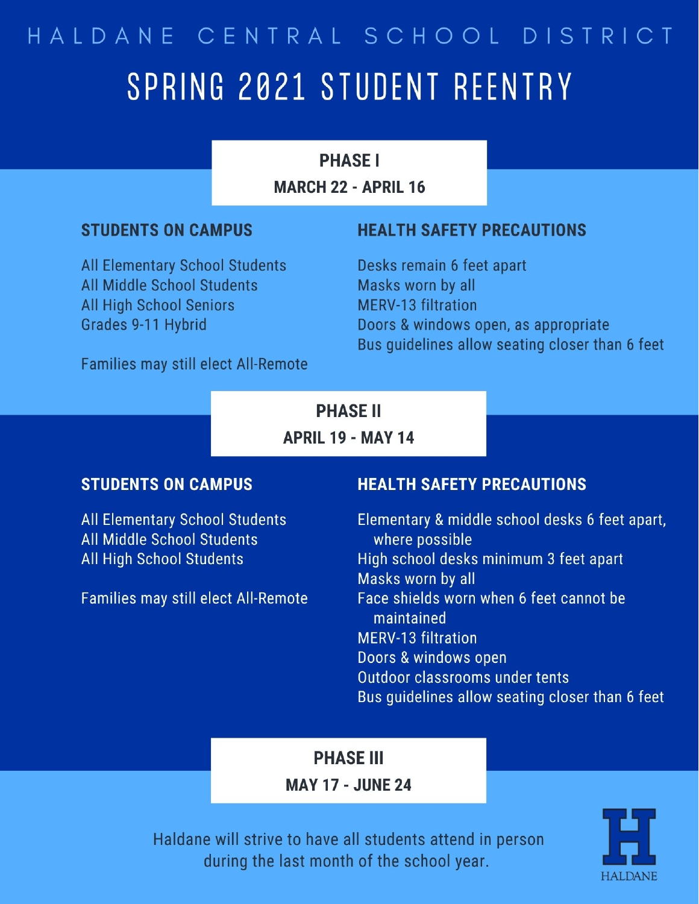# HALDANE CENTRAL SCHOOL DISTRICT

# SPRING 2021 STUDENT REENTRY

## PHASE I

**MARCH 22 - APRIL 16**

### STUDENTS ON CAMPUS

All Elementary School Students
All Middle School Students
All High School Seniors
Grades 9-11 Hybrid

Families may still elect All-Remote

### HEALTH SAFETY PRECAUTIONS

Desks remain 6 feet apart
Masks worn by all
MERV-13 filtration
Doors & windows open, as appropriate
Bus guidelines allow seating closer than 6 feet

## PHASE II

**APRIL 19 - MAY 14**

### STUDENTS ON CAMPUS

All Elementary School Students
All Middle School Students
All High School Students

Families may still elect All-Remote

### HEALTH SAFETY PRECAUTIONS

Elementary & middle school desks 6 feet apart, where possible
High school desks minimum 3 feet apart
Masks worn by all
Face shields worn when 6 feet cannot be maintained
MERV-13 filtration
Doors & windows open
Outdoor classrooms under tents
Bus guidelines allow seating closer than 6 feet

## PHASE III

**MAY 17 - JUNE 24**

Haldane will strive to have all students attend in person during the last month of the school year.

HALDANE